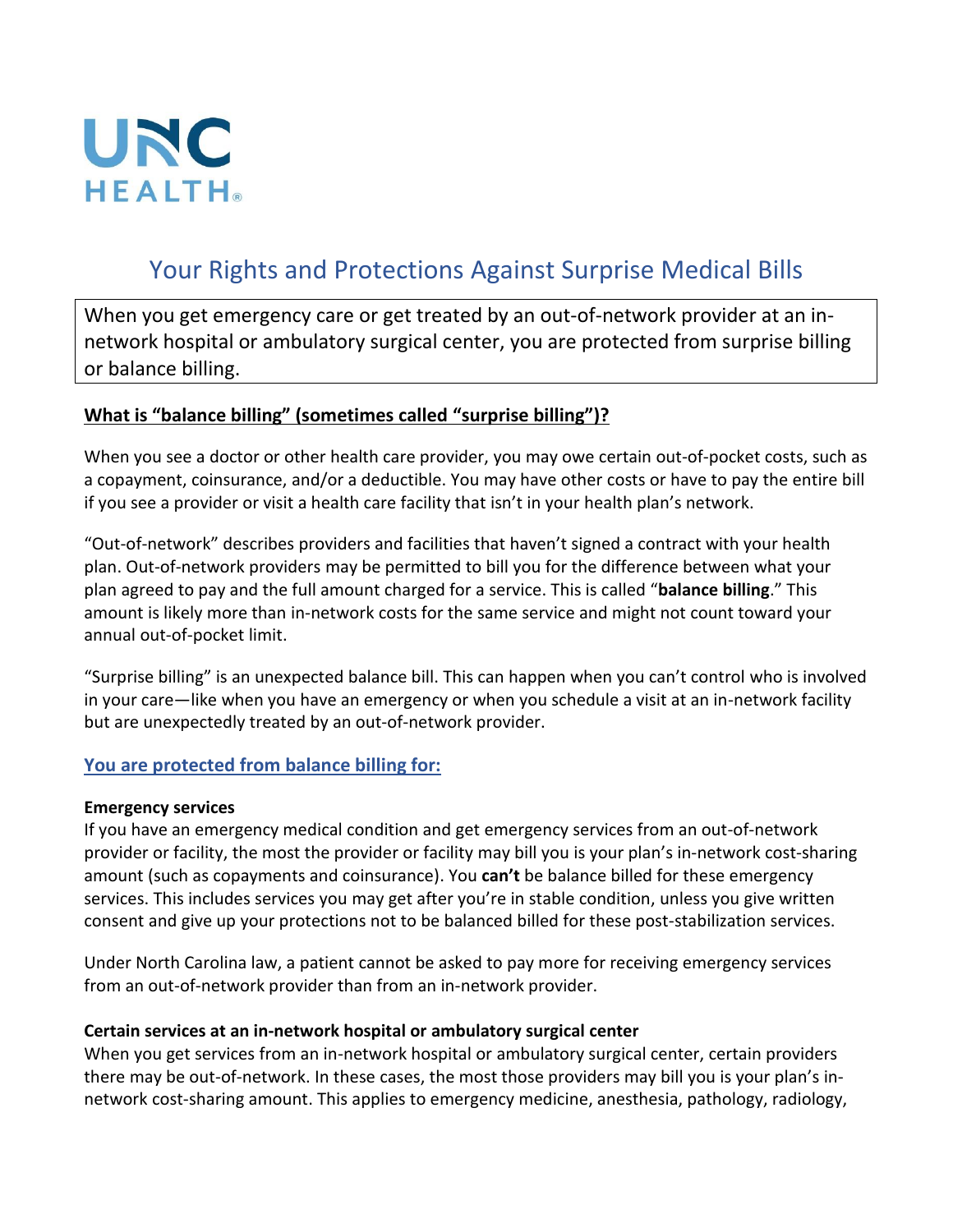UNC HEALTH

# Your Rights and Protections Against Surprise Medical Bills

When you get emergency care or get treated by an out-of-network provider at an in-network hospital or ambulatory surgical center, you are protected from surprise billing or balance billing.

## What is "balance billing" (sometimes called "surprise billing")?

When you see a doctor or other health care provider, you may owe certain out-of-pocket costs, such as a copayment, coinsurance, and/or a deductible. You may have other costs or have to pay the entire bill if you see a provider or visit a health care facility that isn't in your health plan's network.

"Out-of-network" describes providers and facilities that haven't signed a contract with your health plan. Out-of-network providers may be permitted to bill you for the difference between what your plan agreed to pay and the full amount charged for a service. This is called "**balance billing**." This amount is likely more than in-network costs for the same service and might not count toward your annual out-of-pocket limit.

"Surprise billing" is an unexpected balance bill. This can happen when you can't control who is involved in your care—like when you have an emergency or when you schedule a visit at an in-network facility but are unexpectedly treated by an out-of-network provider.

## You are protected from balance billing for:

**Emergency services**
If you have an emergency medical condition and get emergency services from an out-of-network provider or facility, the most the provider or facility may bill you is your plan's in-network cost-sharing amount (such as copayments and coinsurance). You **can't** be balance billed for these emergency services. This includes services you may get after you're in stable condition, unless you give written consent and give up your protections not to be balanced billed for these post-stabilization services.

Under North Carolina law, a patient cannot be asked to pay more for receiving emergency services from an out-of-network provider than from an in-network provider.

**Certain services at an in-network hospital or ambulatory surgical center**
When you get services from an in-network hospital or ambulatory surgical center, certain providers there may be out-of-network. In these cases, the most those providers may bill you is your plan's in-network cost-sharing amount. This applies to emergency medicine, anesthesia, pathology, radiology,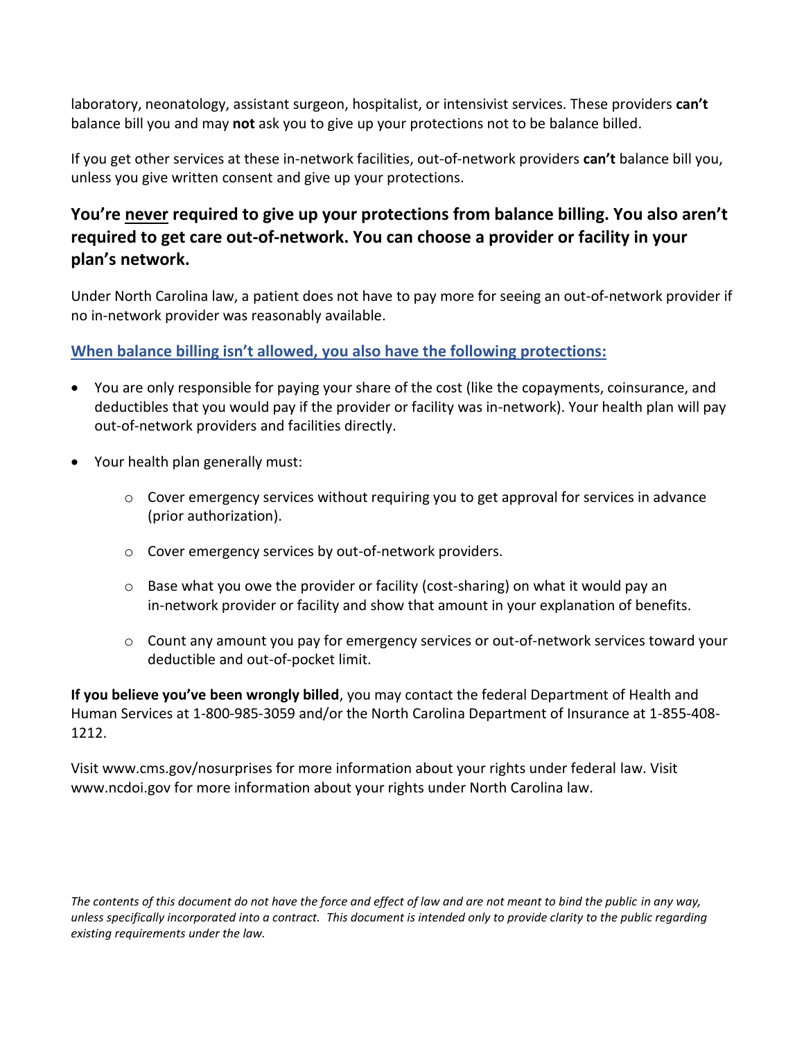laboratory, neonatology, assistant surgeon, hospitalist, or intensivist services. These providers **can't** balance bill you and may **not** ask you to give up your protections not to be balance billed.

If you get other services at these in-network facilities, out-of-network providers **can't** balance bill you, unless you give written consent and give up your protections.

## You're <u>never</u> required to give up your protections from balance billing. You also aren't required to get care out-of-network. You can choose a provider or facility in your plan's network.

Under North Carolina law, a patient does not have to pay more for seeing an out-of-network provider if no in-network provider was reasonably available.

### When balance billing isn't allowed, you also have the following protections:

- You are only responsible for paying your share of the cost (like the copayments, coinsurance, and deductibles that you would pay if the provider or facility was in-network). Your health plan will pay out-of-network providers and facilities directly.
- Your health plan generally must:
  - Cover emergency services without requiring you to get approval for services in advance (prior authorization).
  - Cover emergency services by out-of-network providers.
  - Base what you owe the provider or facility (cost-sharing) on what it would pay an in-network provider or facility and show that amount in your explanation of benefits.
  - Count any amount you pay for emergency services or out-of-network services toward your deductible and out-of-pocket limit.

**If you believe you've been wrongly billed**, you may contact the federal Department of Health and Human Services at 1-800-985-3059 and/or the North Carolina Department of Insurance at 1-855-408-1212.

Visit www.cms.gov/nosurprises for more information about your rights under federal law. Visit www.ncdoi.gov for more information about your rights under North Carolina law.

*The contents of this document do not have the force and effect of law and are not meant to bind the public in any way, unless specifically incorporated into a contract. This document is intended only to provide clarity to the public regarding existing requirements under the law.*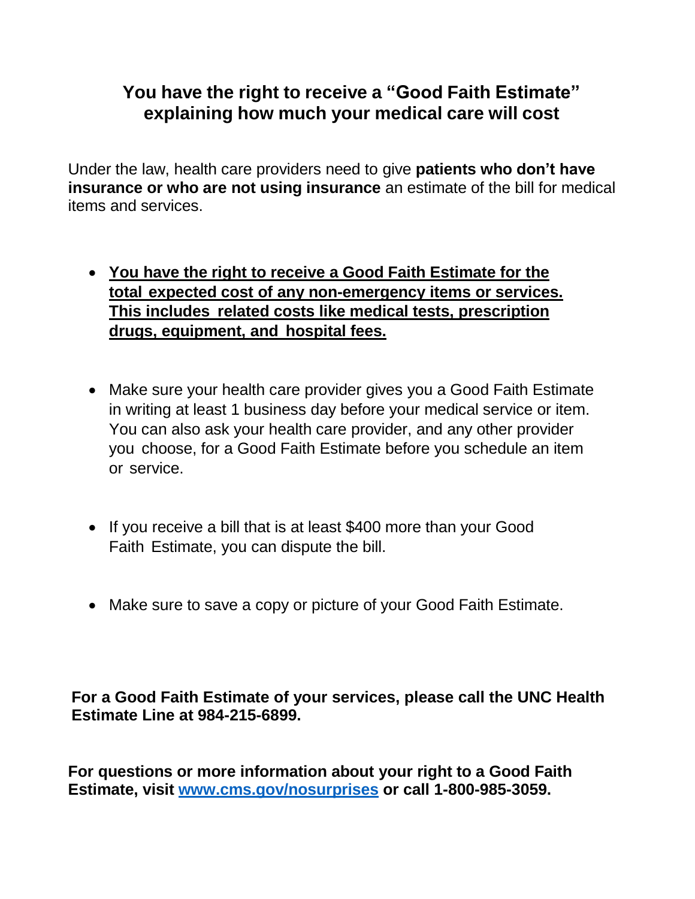# You have the right to receive a "Good Faith Estimate" explaining how much your medical care will cost

Under the law, health care providers need to give **patients who don't have insurance or who are not using insurance** an estimate of the bill for medical items and services.

- **You have the right to receive a Good Faith Estimate for the total expected cost of any non-emergency items or services. This includes related costs like medical tests, prescription drugs, equipment, and hospital fees.**
- Make sure your health care provider gives you a Good Faith Estimate in writing at least 1 business day before your medical service or item. You can also ask your health care provider, and any other provider you choose, for a Good Faith Estimate before you schedule an item or service.
- If you receive a bill that is at least $400 more than your Good Faith Estimate, you can dispute the bill.
- Make sure to save a copy or picture of your Good Faith Estimate.

**For a Good Faith Estimate of your services, please call the UNC Health Estimate Line at 984-215-6899.**

**For questions or more information about your right to a Good Faith Estimate, visit [www.cms.gov/nosurprises](www.cms.gov/nosurprises) or call 1-800-985-3059.**